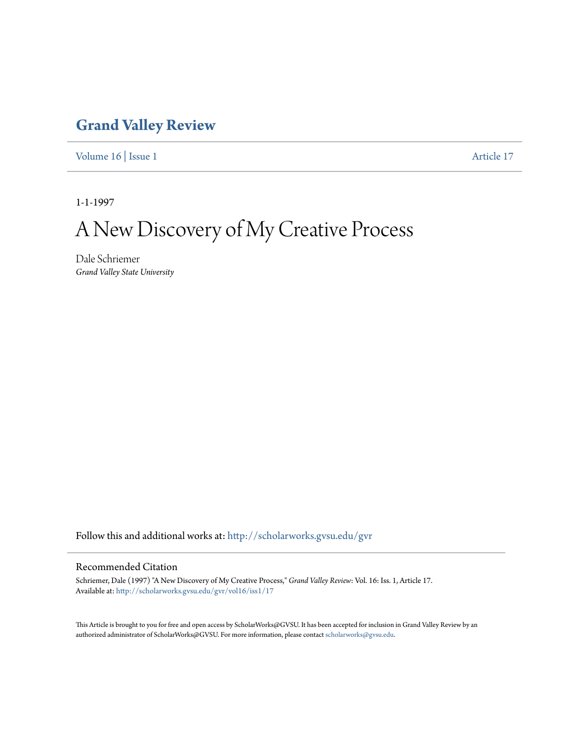# Grand Valley Review

Volume 16 | Issue 1 Article 17

1-1-1997

# A New Discovery of My Creative Process

Dale Schriemer

*Grand Valley State University*

Follow this and additional works at: http://scholarworks.gvsu.edu/gvr

## Recommended Citation

Schriemer, Dale (1997) "A New Discovery of My Creative Process," *Grand Valley Review*: Vol. 16: Iss. 1, Article 17.
Available at: http://scholarworks.gvsu.edu/gvr/vol16/iss1/17

This Article is brought to you for free and open access by ScholarWorks@GVSU. It has been accepted for inclusion in Grand Valley Review by an authorized administrator of ScholarWorks@GVSU. For more information, please contact scholarworks@gvsu.edu.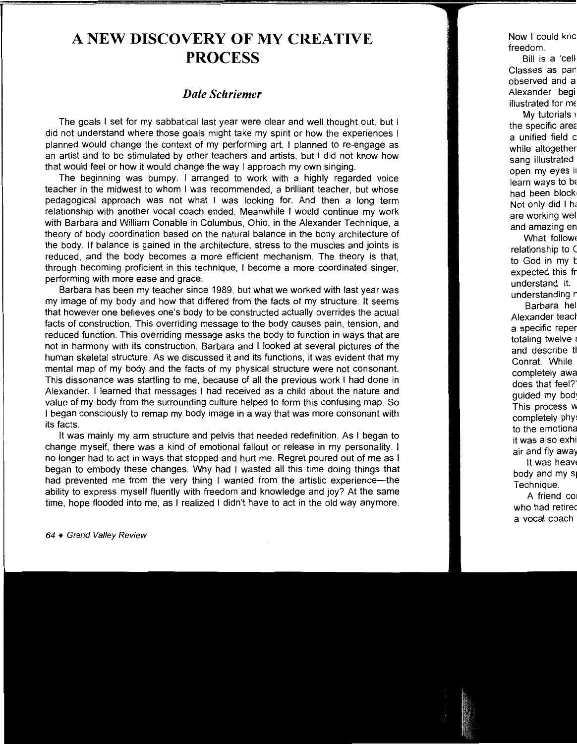# A NEW DISCOVERY OF MY CREATIVE PROCESS

### *Dale Schriemer*

The goals I set for my sabbatical last year were clear and well thought out, but I did not understand where those goals might take my spirit or how the experiences I planned would change the context of my performing art. I planned to re-engage as an artist and to be stimulated by other teachers and artists, but I did not know how that would feel or how it would change the way I approach my own singing.

The beginning was bumpy. I arranged to work with a highly regarded voice teacher in the midwest to whom I was recommended, a brilliant teacher, but whose pedagogical approach was not what I was looking for. And then a long term relationship with another vocal coach ended. Meanwhile I would continue my work with Barbara and William Conable in Columbus, Ohio, in the Alexander Technique, a theory of body coordination based on the natural balance in the bony architecture of the body. If balance is gained in the architecture, stress to the muscles and joints is reduced, and the body becomes a more efficient mechanism. The theory is that, through becoming proficient in this technique, I become a more coordinated singer, performing with more ease and grace.

Barbara has been my teacher since 1989, but what we worked with last year was my image of my body and how that differed from the facts of my structure. It seems that however one believes one's body to be constructed actually overrides the actual facts of construction. This overriding message to the body causes pain, tension, and reduced function. This overriding message asks the body to function in ways that are not in harmony with its construction. Barbara and I looked at several pictures of the human skeletal structure. As we discussed it and its functions, it was evident that my mental map of my body and the facts of my physical structure were not consonant. This dissonance was startling to me, because of all the previous work I had done in Alexander. I learned that messages I had received as a child about the nature and value of my body from the surrounding culture helped to form this confusing map. So I began consciously to remap my body image in a way that was more consonant with its facts.

It was mainly my arm structure and pelvis that needed redefinition. As I began to change myself, there was a kind of emotional fallout or release in my personality. I no longer had to act in ways that stopped and hurt me. Regret poured out of me as I began to embody these changes. Why had I wasted all this time doing things that had prevented me from the very thing I wanted from the artistic experience—the ability to express myself fluently with freedom and knowledge and joy? At the same time, hope flooded into me, as I realized I didn't have to act in the old way anymore.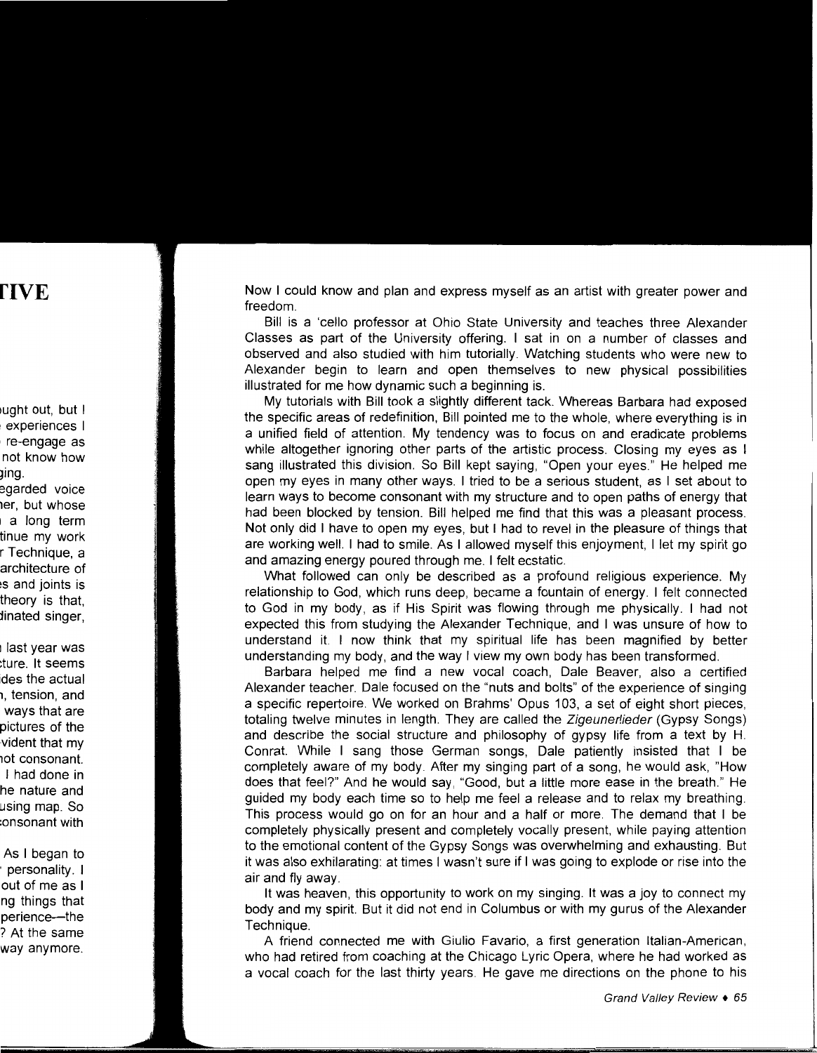Now I could know and plan and express myself as an artist with greater power and freedom.

Bill is a 'cello professor at Ohio State University and teaches three Alexander Classes as part of the University offering. I sat in on a number of classes and observed and also studied with him tutorially. Watching students who were new to Alexander begin to learn and open themselves to new physical possibilities illustrated for me how dynamic such a beginning is.

My tutorials with Bill took a slightly different tack. Whereas Barbara had exposed the specific areas of redefinition, Bill pointed me to the whole, where everything is in a unified field of attention. My tendency was to focus on and eradicate problems while altogether ignoring other parts of the artistic process. Closing my eyes as I sang illustrated this division. So Bill kept saying, "Open your eyes." He helped me open my eyes in many other ways. I tried to be a serious student, as I set about to learn ways to become consonant with my structure and to open paths of energy that had been blocked by tension. Bill helped me find that this was a pleasant process. Not only did I have to open my eyes, but I had to revel in the pleasure of things that are working well. I had to smile. As I allowed myself this enjoyment, I let my spirit go and amazing energy poured through me. I felt ecstatic.

What followed can only be described as a profound religious experience. My relationship to God, which runs deep, became a fountain of energy. I felt connected to God in my body, as if His Spirit was flowing through me physically. I had not expected this from studying the Alexander Technique, and I was unsure of how to understand it. I now think that my spiritual life has been magnified by better understanding my body, and the way I view my own body has been transformed.

Barbara helped me find a new vocal coach, Dale Beaver, also a certified Alexander teacher. Dale focused on the "nuts and bolts" of the experience of singing a specific repertoire. We worked on Brahms' Opus 103, a set of eight short pieces, totaling twelve minutes in length. They are called the *Zigeunerlieder* (Gypsy Songs) and describe the social structure and philosophy of gypsy life from a text by H. Conrat. While I sang those German songs, Dale patiently insisted that I be completely aware of my body. After my singing part of a song, he would ask, "How does that feel?" And he would say, "Good, but a little more ease in the breath." He guided my body each time so to help me feel a release and to relax my breathing. This process would go on for an hour and a half or more. The demand that I be completely physically present and completely vocally present, while paying attention to the emotional content of the Gypsy Songs was overwhelming and exhausting. But it was also exhilarating: at times I wasn't sure if I was going to explode or rise into the air and fly away.

It was heaven, this opportunity to work on my singing. It was a joy to connect my body and my spirit. But it did not end in Columbus or with my gurus of the Alexander Technique.

A friend connected me with Giulio Favario, a first generation Italian-American, who had retired from coaching at the Chicago Lyric Opera, where he had worked as a vocal coach for the last thirty years. He gave me directions on the phone to his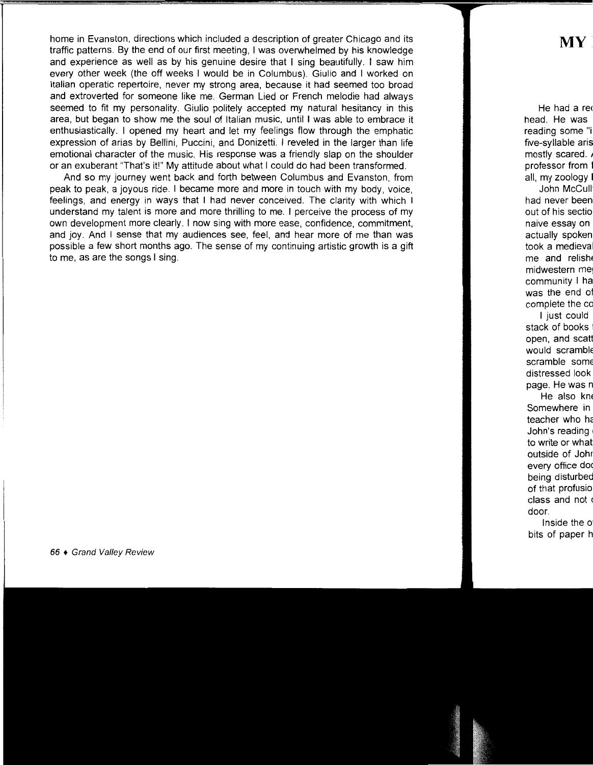home in Evanston, directions which included a description of greater Chicago and its traffic patterns. By the end of our first meeting, I was overwhelmed by his knowledge and experience as well as by his genuine desire that I sing beautifully. I saw him every other week (the off weeks I would be in Columbus). Giulio and I worked on Italian operatic repertoire, never my strong area, because it had seemed too broad and extroverted for someone like me. German Lied or French melodie had always seemed to fit my personality. Giulio politely accepted my natural hesitancy in this area, but began to show me the soul of Italian music, until I was able to embrace it enthusiastically. I opened my heart and let my feelings flow through the emphatic expression of arias by Bellini, Puccini, and Donizetti. I reveled in the larger than life emotional character of the music. His response was a friendly slap on the shoulder or an exuberant "That's it!" My attitude about what I could do had been transformed.

And so my journey went back and forth between Columbus and Evanston, from peak to peak, a joyous ride. I became more and more in touch with my body, voice, feelings, and energy in ways that I had never conceived. The clarity with which I understand my talent is more and more thrilling to me. I perceive the process of my own development more clearly. I now sing with more ease, confidence, commitment, and joy. And I sense that my audiences see, feel, and hear more of me than was possible a few short months ago. The sense of my continuing artistic growth is a gift to me, as are the songs I sing.